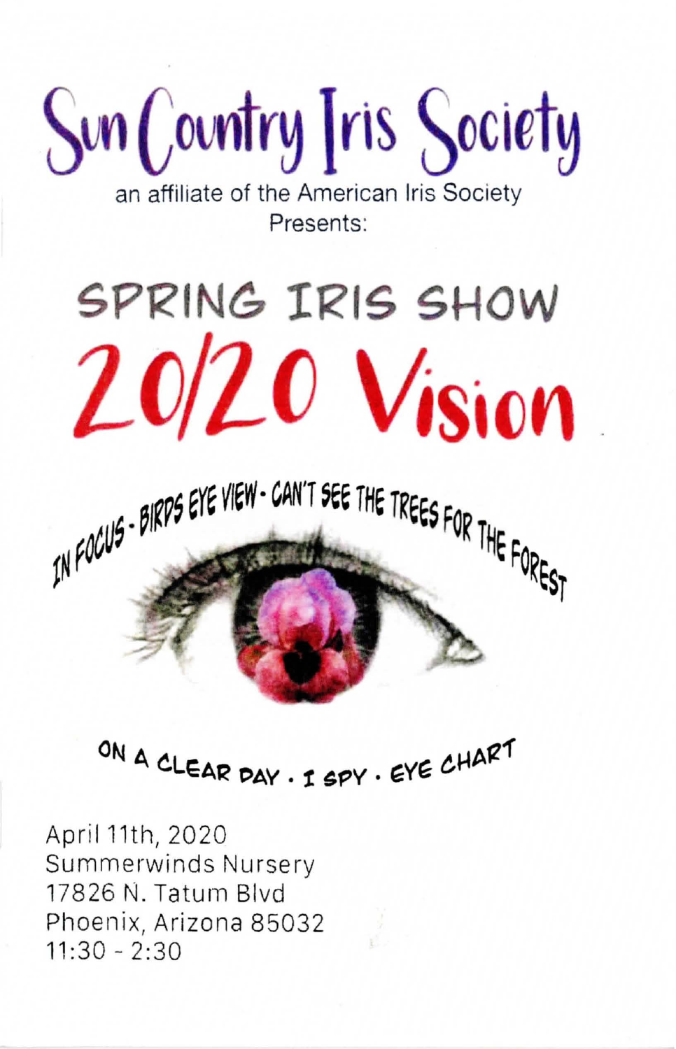# Sun Country Iris Society

an affiliate of the American Iris Society

Presents:

## SPRING IRIS SHOW

# 2020 Vision

IN FOCUS - BIRDS EYE VIEW - CAN'T SEE THE TREES FOR THE FOREST

ON A CLEAR DAY · I SPY · EYE CHART

April 11th, 2020
Summerwinds Nursery
17826 N. Tatum Blvd
Phoenix, Arizona 85032
11:30 - 2:30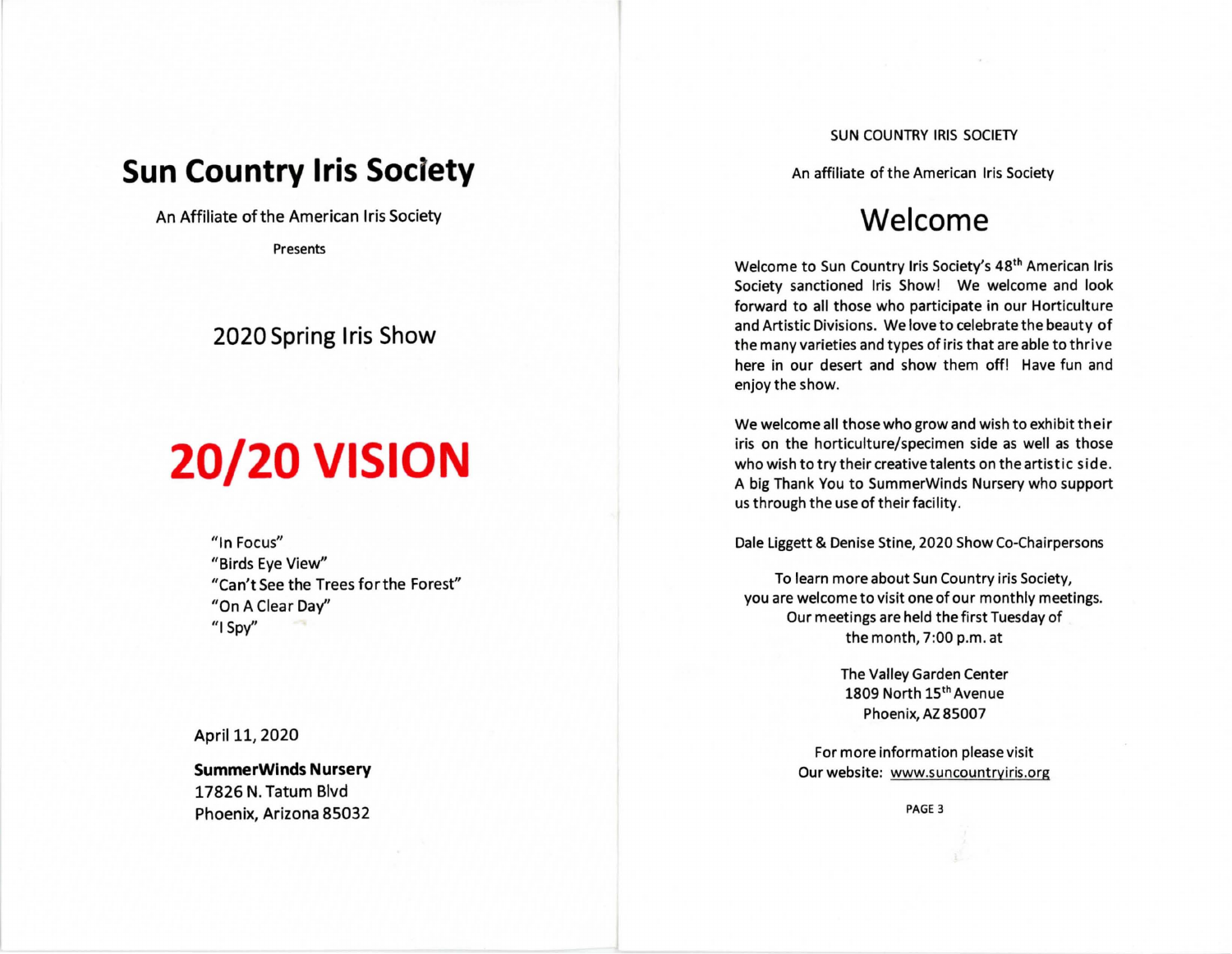# Sun Country Iris Society

An Affiliate of the American Iris Society

Presents

## 2020 Spring Iris Show

# 20/20 VISION

"In Focus"
"Birds Eye View"
"Can't See the Trees for the Forest"
"On A Clear Day"
"I Spy"

April 11, 2020

**SummerWinds Nursery**
17826 N. Tatum Blvd
Phoenix, Arizona 85032

SUN COUNTRY IRIS SOCIETY

An affiliate of the American Iris Society

## Welcome

Welcome to Sun Country Iris Society's 48th American Iris Society sanctioned Iris Show! We welcome and look forward to all those who participate in our Horticulture and Artistic Divisions. We love to celebrate the beauty of the many varieties and types of iris that are able to thrive here in our desert and show them off! Have fun and enjoy the show.

We welcome all those who grow and wish to exhibit their iris on the horticulture/specimen side as well as those who wish to try their creative talents on the artistic side. A big Thank You to SummerWinds Nursery who support us through the use of their facility.

Dale Liggett & Denise Stine, 2020 Show Co-Chairpersons

To learn more about Sun Country iris Society, you are welcome to visit one of our monthly meetings. Our meetings are held the first Tuesday of the month, 7:00 p.m. at

The Valley Garden Center
1809 North 15th Avenue
Phoenix, AZ 85007

For more information please visit
Our website: www.suncountryiris.org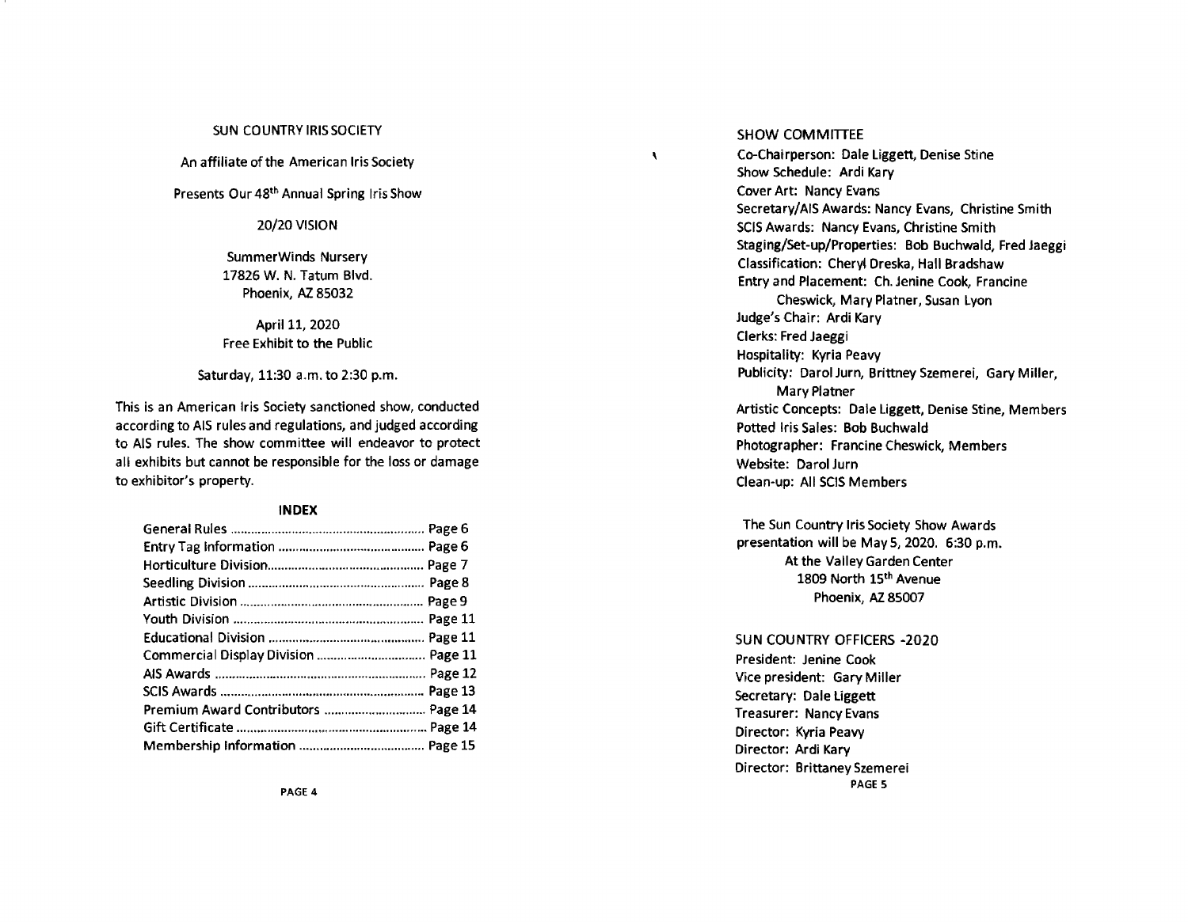SUN COUNTRY IRIS SOCIETY

An affiliate of the American Iris Society

Presents Our 48th Annual Spring Iris Show

20/20 VISION

SummerWinds Nursery
17826 W. N. Tatum Blvd.
Phoenix, AZ 85032

April 11, 2020
Free Exhibit to the Public

Saturday, 11:30 a.m. to 2:30 p.m.

This is an American Iris Society sanctioned show, conducted according to AIS rules and regulations, and judged according to AIS rules. The show committee will endeavor to protect all exhibits but cannot be responsible for the loss or damage to exhibitor's property.

## INDEX

| | |
|---|---|
| General Rules | Page 6 |
| Entry Tag Information | Page 6 |
| Horticulture Division | Page 7 |
| Seedling Division | Page 8 |
| Artistic Division | Page 9 |
| Youth Division | Page 11 |
| Educational Division | Page 11 |
| Commercial Display Division | Page 11 |
| AIS Awards | Page 12 |
| SCIS Awards | Page 13 |
| Premium Award Contributors | Page 14 |
| Gift Certificate | Page 14 |
| Membership Information | Page 15 |

## SHOW COMMITTEE

Co-Chairperson: Dale Liggett, Denise Stine
Show Schedule: Ardi Kary
Cover Art: Nancy Evans
Secretary/AIS Awards: Nancy Evans, Christine Smith
SCIS Awards: Nancy Evans, Christine Smith
Staging/Set-up/Properties: Bob Buchwald, Fred Jaeggi
Classification: Cheryl Dreska, Hall Bradshaw
Entry and Placement: Ch. Jenine Cook, Francine Cheswick, Mary Platner, Susan Lyon
Judge's Chair: Ardi Kary
Clerks: Fred Jaeggi
Hospitality: Kyria Peavy
Publicity: Darol Jurn, Brittney Szemerei, Gary Miller, Mary Platner
Artistic Concepts: Dale Liggett, Denise Stine, Members
Potted Iris Sales: Bob Buchwald
Photographer: Francine Cheswick, Members
Website: Darol Jurn
Clean-up: All SCIS Members

The Sun Country Iris Society Show Awards presentation will be May 5, 2020. 6:30 p.m.
At the Valley Garden Center
1809 North 15th Avenue
Phoenix, AZ 85007

## SUN COUNTRY OFFICERS -2020

President: Jenine Cook
Vice president: Gary Miller
Secretary: Dale Liggett
Treasurer: Nancy Evans
Director: Kyria Peavy
Director: Ardi Kary
Director: Brittaney Szemerei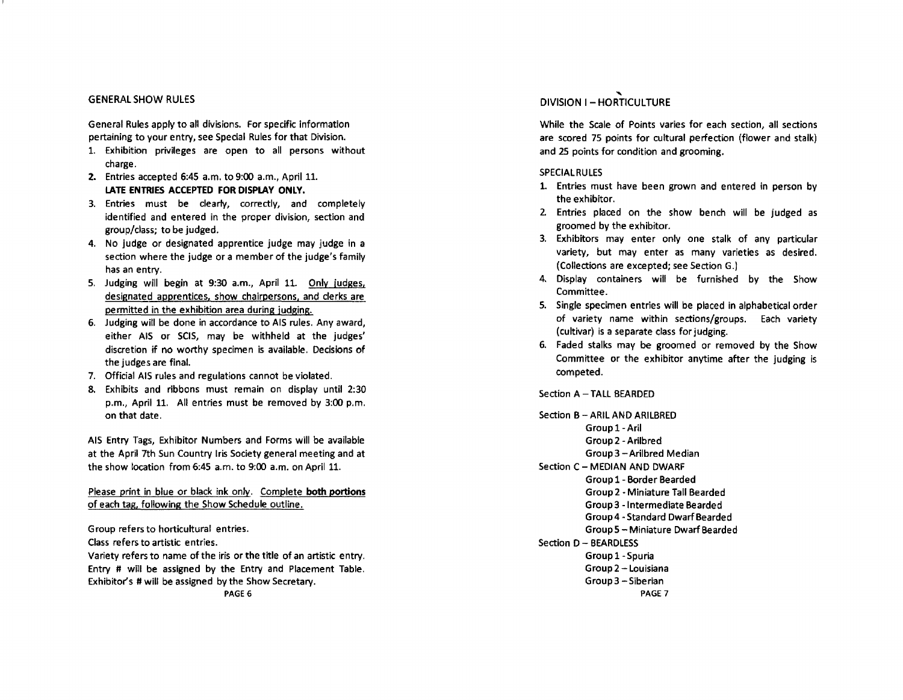## GENERAL SHOW RULES

General Rules apply to all divisions. For specific information pertaining to your entry, see Special Rules for that Division.

1. Exhibition privileges are open to all persons without charge.
2. Entries accepted 6:45 a.m. to 9:00 a.m., April 11. **LATE ENTRIES ACCEPTED FOR DISPLAY ONLY.**
3. Entries must be clearly, correctly, and completely identified and entered in the proper division, section and group/class; to be judged.
4. No judge or designated apprentice judge may judge in a section where the judge or a member of the judge's family has an entry.
5. Judging will begin at 9:30 a.m., April 11. <u>Only judges, designated apprentices, show chairpersons, and clerks are permitted in the exhibition area during judging.</u>
6. Judging will be done in accordance to AIS rules. Any award, either AIS or SCIS, may be withheld at the judges' discretion if no worthy specimen is available. Decisions of the judges are final.
7. Official AIS rules and regulations cannot be violated.
8. Exhibits and ribbons must remain on display until 2:30 p.m., April 11. All entries must be removed by 3:00 p.m. on that date.

AIS Entry Tags, Exhibitor Numbers and Forms will be available at the April 7th Sun Country Iris Society general meeting and at the show location from 6:45 a.m. to 9:00 a.m. on April 11.

<u>Please print in blue or black ink only. Complete **both portions** of each tag, following the Show Schedule outline.</u>

Group refers to horticultural entries.
Class refers to artistic entries.
Variety refers to name of the iris or the title of an artistic entry.
Entry # will be assigned by the Entry and Placement Table.
Exhibitor's # will be assigned by the Show Secretary.

## DIVISION I – HORTICULTURE

While the Scale of Points varies for each section, all sections are scored 75 points for cultural perfection (flower and stalk) and 25 points for condition and grooming.

### SPECIAL RULES

1. Entries must have been grown and entered in person by the exhibitor.
2. Entries placed on the show bench will be judged as groomed by the exhibitor.
3. Exhibitors may enter only one stalk of any particular variety, but may enter as many varieties as desired. (Collections are excepted; see Section G.)
4. Display containers will be furnished by the Show Committee.
5. Single specimen entries will be placed in alphabetical order of variety name within sections/groups. Each variety (cultivar) is a separate class for judging.
6. Faded stalks may be groomed or removed by the Show Committee or the exhibitor anytime after the judging is competed.

Section A – TALL BEARDED

Section B – ARIL AND ARILBRED
- Group 1 - Aril
- Group 2 - Arilbred
- Group 3 – Arilbred Median

Section C – MEDIAN AND DWARF
- Group 1 - Border Bearded
- Group 2 - Miniature Tall Bearded
- Group 3 - Intermediate Bearded
- Group 4 - Standard Dwarf Bearded
- Group 5 – Miniature Dwarf Bearded

Section D – BEARDLESS
- Group 1 - Spuria
- Group 2 – Louisiana
- Group 3 – Siberian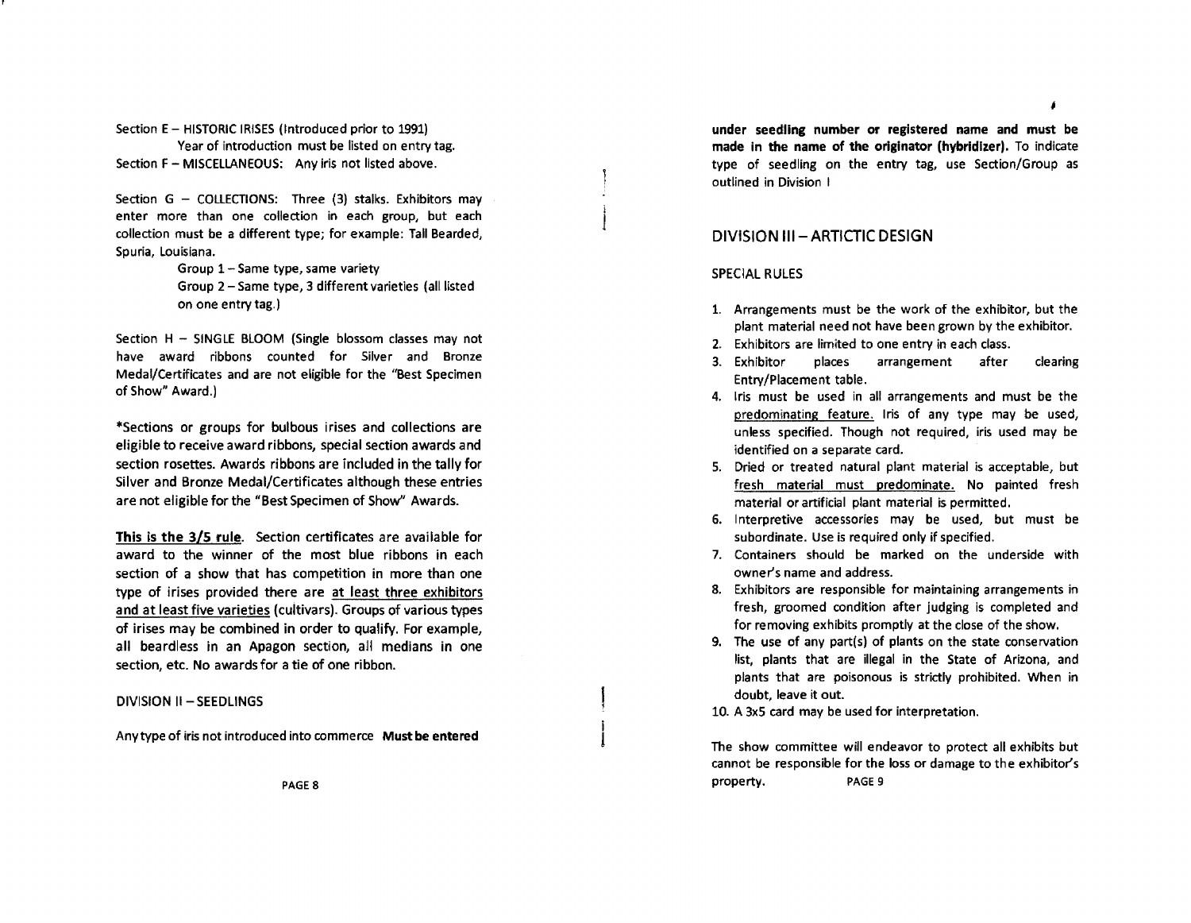Section E – HISTORIC IRISES (Introduced prior to 1991)

Year of introduction must be listed on entry tag.

Section F – MISCELLANEOUS: Any iris not listed above.

Section G – COLLECTIONS: Three (3) stalks. Exhibitors may enter more than one collection in each group, but each collection must be a different type; for example: Tall Bearded, Spuria, Louisiana.

Group 1 – Same type, same variety

Group 2 – Same type, 3 different varieties (all listed on one entry tag.)

Section H – SINGLE BLOOM (Single blossom classes may not have award ribbons counted for Silver and Bronze Medal/Certificates and are not eligible for the "Best Specimen of Show" Award.)

*Sections or groups for bulbous irises and collections are eligible to receive award ribbons, special section awards and section rosettes. Awards ribbons are included in the tally for Silver and Bronze Medal/Certificates although these entries are not eligible for the "Best Specimen of Show" Awards.

**This is the 3/5 rule**. Section certificates are available for award to the winner of the most blue ribbons in each section of a show that has competition in more than one type of irises provided there are at least three exhibitors and at least five varieties (cultivars). Groups of various types of irises may be combined in order to qualify. For example, all beardless in an Apagon section, all medians in one section, etc. No awards for a tie of one ribbon.

DIVISION II – SEEDLINGS

Any type of iris not introduced into commerce **Must be entered under seedling number or registered name and must be made in the name of the originator (hybridizer).** To indicate type of seedling on the entry tag, use Section/Group as outlined in Division I

## DIVISION III – ARTICTIC DESIGN

SPECIAL RULES

1. Arrangements must be the work of the exhibitor, but the plant material need not have been grown by the exhibitor.
2. Exhibitors are limited to one entry in each class.
3. Exhibitor places arrangement after clearing Entry/Placement table.
4. Iris must be used in all arrangements and must be the predominating feature. Iris of any type may be used, unless specified. Though not required, iris used may be identified on a separate card.
5. Dried or treated natural plant material is acceptable, but fresh material must predominate. No painted fresh material or artificial plant material is permitted.
6. Interpretive accessories may be used, but must be subordinate. Use is required only if specified.
7. Containers should be marked on the underside with owner's name and address.
8. Exhibitors are responsible for maintaining arrangements in fresh, groomed condition after judging is completed and for removing exhibits promptly at the close of the show.
9. The use of any part(s) of plants on the state conservation list, plants that are illegal in the State of Arizona, and plants that are poisonous is strictly prohibited. When in doubt, leave it out.
10. A 3x5 card may be used for interpretation.

The show committee will endeavor to protect all exhibits but cannot be responsible for the loss or damage to the exhibitor's property.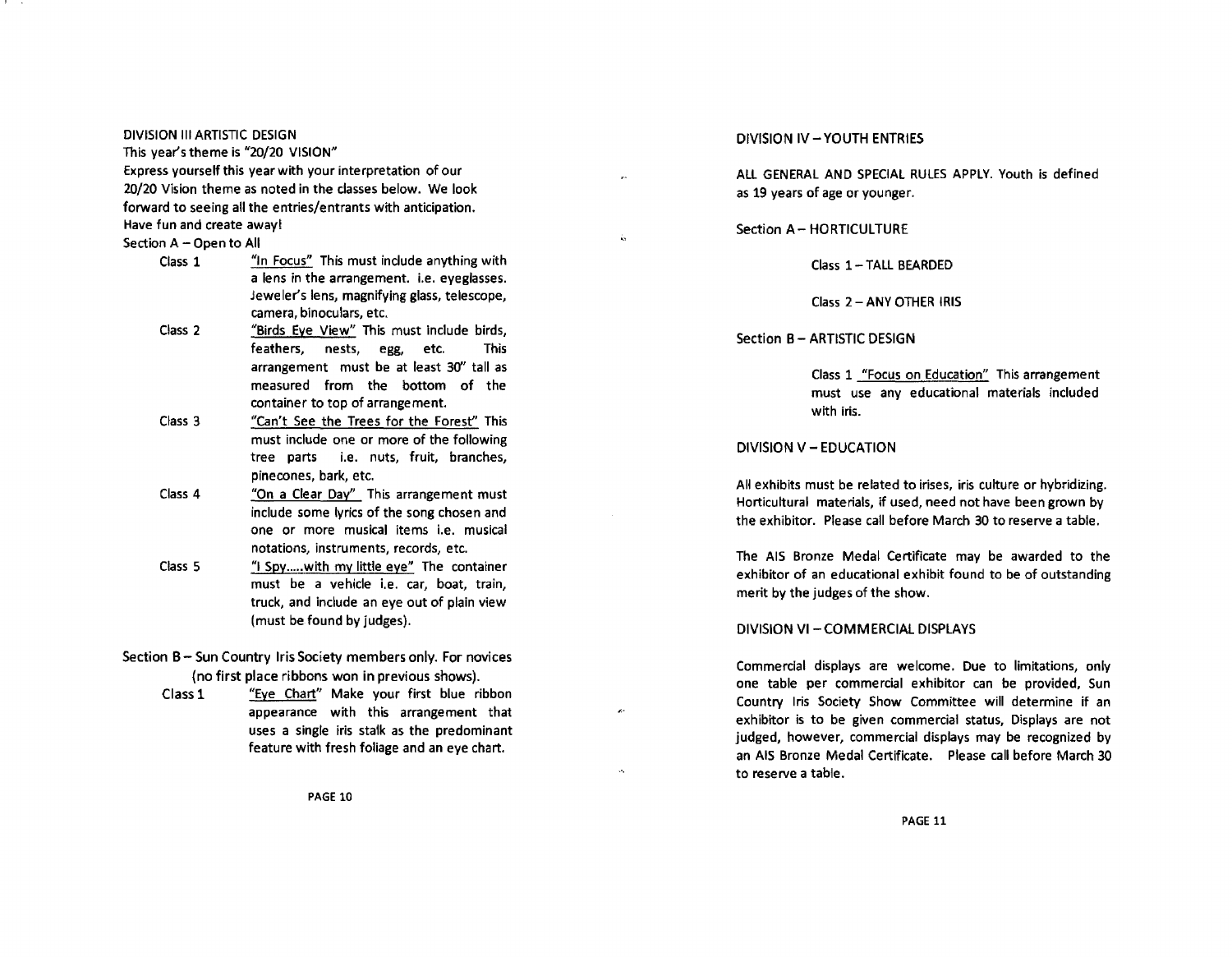## DIVISION III ARTISTIC DESIGN

This year's theme is "20/20 VISION"

Express yourself this year with your interpretation of our 20/20 Vision theme as noted in the classes below. We look forward to seeing all the entries/entrants with anticipation. Have fun and create away!

### Section A – Open to All

- **Class 1** — "In Focus" This must include anything with a lens in the arrangement. i.e. eyeglasses. Jeweler's lens, magnifying glass, telescope, camera, binoculars, etc.
- **Class 2** — "Birds Eye View" This must include birds, feathers, nests, egg, etc. This arrangement must be at least 30" tall as measured from the bottom of the container to top of arrangement.
- **Class 3** — "Can't See the Trees for the Forest" This must include one or more of the following tree parts i.e. nuts, fruit, branches, pinecones, bark, etc.
- **Class 4** — "On a Clear Day" This arrangement must include some lyrics of the song chosen and one or more musical items i.e. musical notations, instruments, records, etc.
- **Class 5** — "I Spy.....with my little eye" The container must be a vehicle i.e. car, boat, train, truck, and include an eye out of plain view (must be found by judges).

### Section B – Sun Country Iris Society members only. For novices (no first place ribbons won in previous shows).

- **Class 1** — "Eye Chart" Make your first blue ribbon appearance with this arrangement that uses a single iris stalk as the predominant feature with fresh foliage and an eye chart.

## DIVISION IV – YOUTH ENTRIES

ALL GENERAL AND SPECIAL RULES APPLY. Youth is defined as 19 years of age or younger.

### Section A – HORTICULTURE

- Class 1 – TALL BEARDED
- Class 2 – ANY OTHER IRIS

### Section B – ARTISTIC DESIGN

- Class 1 "Focus on Education" This arrangement must use any educational materials included with iris.

## DIVISION V – EDUCATION

All exhibits must be related to irises, iris culture or hybridizing. Horticultural materials, if used, need not have been grown by the exhibitor. Please call before March 30 to reserve a table.

The AIS Bronze Medal Certificate may be awarded to the exhibitor of an educational exhibit found to be of outstanding merit by the judges of the show.

## DIVISION VI – COMMERCIAL DISPLAYS

Commercial displays are welcome. Due to limitations, only one table per commercial exhibitor can be provided, Sun Country Iris Society Show Committee will determine if an exhibitor is to be given commercial status, Displays are not judged, however, commercial displays may be recognized by an AIS Bronze Medal Certificate. Please call before March 30 to reserve a table.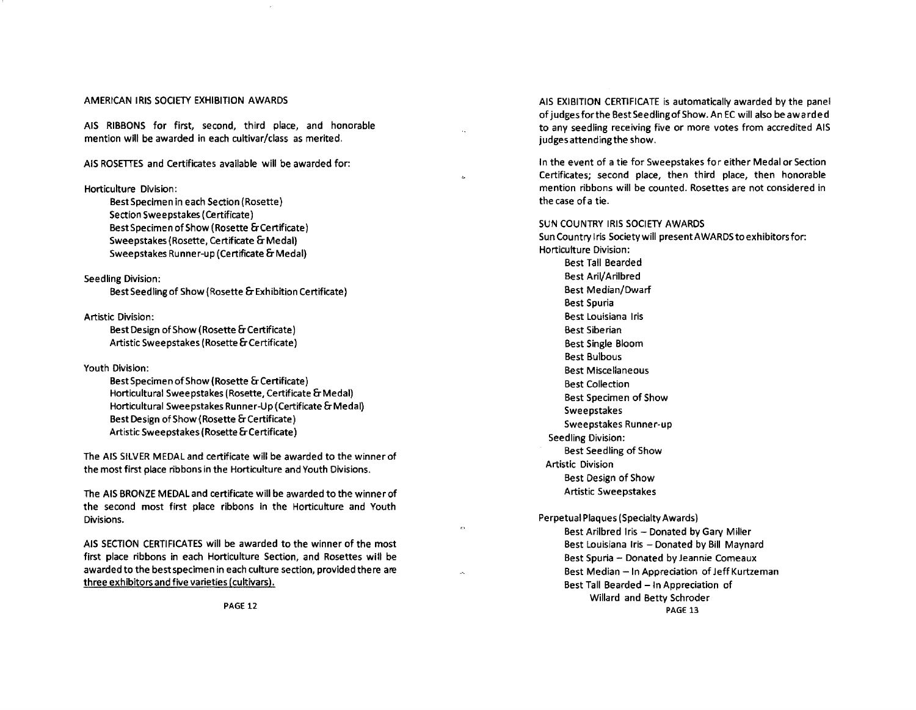## AMERICAN IRIS SOCIETY EXHIBITION AWARDS

AIS RIBBONS for first, second, third place, and honorable mention will be awarded in each cultivar/class as merited.

AIS ROSETTES and Certificates available will be awarded for:

Horticulture Division:

- Best Specimen in each Section (Rosette)
- Section Sweepstakes (Certificate)
- Best Specimen of Show (Rosette & Certificate)
- Sweepstakes (Rosette, Certificate & Medal)
- Sweepstakes Runner-up (Certificate & Medal)

Seedling Division:

- Best Seedling of Show (Rosette & Exhibition Certificate)

Artistic Division:

- Best Design of Show (Rosette & Certificate)
- Artistic Sweepstakes (Rosette & Certificate)

Youth Division:

- Best Specimen of Show (Rosette & Certificate)
- Horticultural Sweepstakes (Rosette, Certificate & Medal)
- Horticultural Sweepstakes Runner-Up (Certificate & Medal)
- Best Design of Show (Rosette & Certificate)
- Artistic Sweepstakes (Rosette & Certificate)

The AIS SILVER MEDAL and certificate will be awarded to the winner of the most first place ribbons in the Horticulture and Youth Divisions.

The AIS BRONZE MEDAL and certificate will be awarded to the winner of the second most first place ribbons in the Horticulture and Youth Divisions.

AIS SECTION CERTIFICATES will be awarded to the winner of the most first place ribbons in each Horticulture Section, and Rosettes will be awarded to the best specimen in each culture section, provided there are <u>three exhibitors and five varieties (cultivars).</u>

AIS EXIBITION CERTIFICATE is automatically awarded by the panel of judges for the Best Seedling of Show. An EC will also be awarded to any seedling receiving five or more votes from accredited AIS judges attending the show.

In the event of a tie for Sweepstakes for either Medal or Section Certificates; second place, then third place, then honorable mention ribbons will be counted. Rosettes are not considered in the case of a tie.

## SUN COUNTRY IRIS SOCIETY AWARDS

Sun Country Iris Society will present AWARDS to exhibitors for:

Horticulture Division:

- Best Tall Bearded
- Best Aril/Arilbred
- Best Median/Dwarf
- Best Spuria
- Best Louisiana Iris
- Best Siberian
- Best Single Bloom
- Best Bulbous
- Best Miscellaneous
- Best Collection
- Best Specimen of Show
- Sweepstakes
- Sweepstakes Runner-up

Seedling Division:

- Best Seedling of Show

Artistic Division

- Best Design of Show
- Artistic Sweepstakes

Perpetual Plaques (Specialty Awards)

- Best Arilbred Iris – Donated by Gary Miller
- Best Louisiana Iris – Donated by Bill Maynard
- Best Spuria – Donated by Jeannie Comeaux
- Best Median – In Appreciation of Jeff Kurtzeman
- Best Tall Bearded – In Appreciation of Willard and Betty Schroder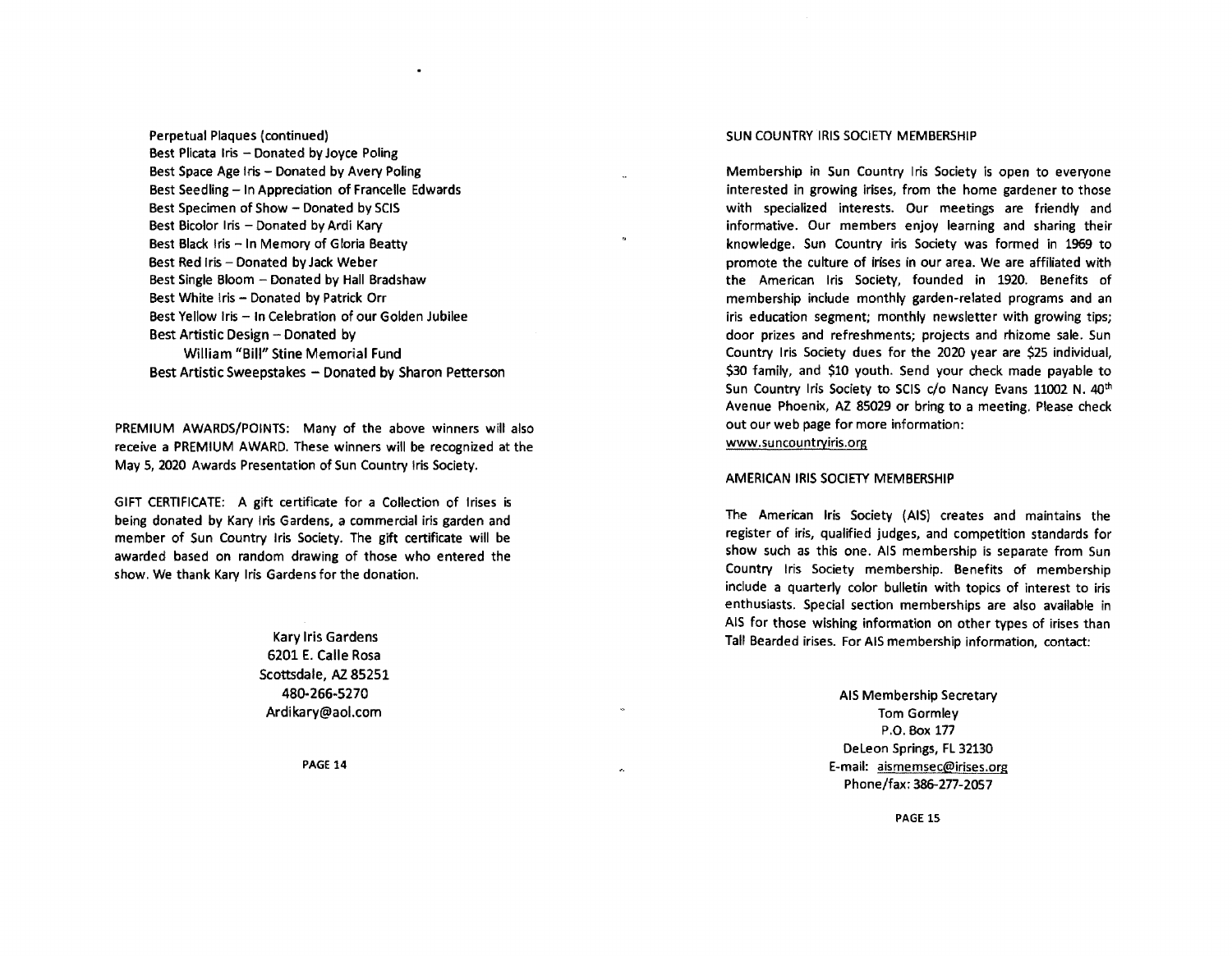Perpetual Plaques (continued)
Best Plicata Iris – Donated by Joyce Poling
Best Space Age Iris – Donated by Avery Poling
Best Seedling – In Appreciation of Francelle Edwards
Best Specimen of Show – Donated by SCIS
Best Bicolor Iris – Donated by Ardi Kary
Best Black Iris – In Memory of Gloria Beatty
Best Red Iris – Donated by Jack Weber
Best Single Bloom – Donated by Hall Bradshaw
Best White Iris – Donated by Patrick Orr
Best Yellow Iris – In Celebration of our Golden Jubilee
Best Artistic Design – Donated by
William "Bill" Stine Memorial Fund
Best Artistic Sweepstakes – Donated by Sharon Petterson

PREMIUM AWARDS/POINTS: Many of the above winners will also receive a PREMIUM AWARD. These winners will be recognized at the May 5, 2020 Awards Presentation of Sun Country Iris Society.

GIFT CERTIFICATE: A gift certificate for a Collection of Irises is being donated by Kary Iris Gardens, a commercial iris garden and member of Sun Country Iris Society. The gift certificate will be awarded based on random drawing of those who entered the show. We thank Kary Iris Gardens for the donation.

Kary Iris Gardens
6201 E. Calle Rosa
Scottsdale, AZ 85251
480-266-5270
Ardikary@aol.com

## SUN COUNTRY IRIS SOCIETY MEMBERSHIP

Membership in Sun Country Iris Society is open to everyone interested in growing irises, from the home gardener to those with specialized interests. Our meetings are friendly and informative. Our members enjoy learning and sharing their knowledge. Sun Country iris Society was formed in 1969 to promote the culture of irises in our area. We are affiliated with the American Iris Society, founded in 1920. Benefits of membership include monthly garden-related programs and an iris education segment; monthly newsletter with growing tips; door prizes and refreshments; projects and rhizome sale. Sun Country Iris Society dues for the 2020 year are $25 individual, $30 family, and $10 youth. Send your check made payable to Sun Country Iris Society to SCIS c/o Nancy Evans 11002 N. 40th Avenue Phoenix, AZ 85029 or bring to a meeting. Please check out our web page for more information:
www.suncountryiris.org

## AMERICAN IRIS SOCIETY MEMBERSHIP

The American Iris Society (AIS) creates and maintains the register of iris, qualified judges, and competition standards for show such as this one. AIS membership is separate from Sun Country Iris Society membership. Benefits of membership include a quarterly color bulletin with topics of interest to iris enthusiasts. Special section memberships are also available in AIS for those wishing information on other types of irises than Tall Bearded irises. For AIS membership information, contact:

AIS Membership Secretary
Tom Gormley
P.O. Box 177
DeLeon Springs, FL 32130
E-mail: aismemsec@irises.org
Phone/fax: 386-277-2057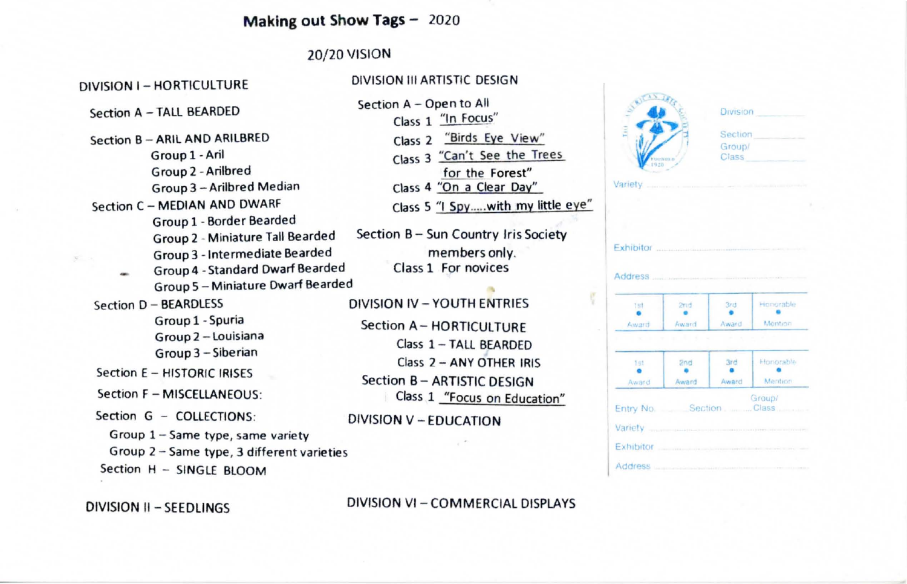# Making out Show Tags – 2020

## 20/20 VISION

### DIVISION I – HORTICULTURE

Section A – TALL BEARDED

Section B – ARIL AND ARILBRED
- Group 1 - Aril
- Group 2 - Arilbred
- Group 3 – Arilbred Median

Section C – MEDIAN AND DWARF
- Group 1 - Border Bearded
- Group 2 - Miniature Tall Bearded
- Group 3 - Intermediate Bearded
- Group 4 - Standard Dwarf Bearded
- Group 5 – Miniature Dwarf Bearded

Section D – BEARDLESS
- Group 1 - Spuria
- Group 2 – Louisiana
- Group 3 – Siberian

Section E – HISTORIC IRISES

Section F – MISCELLANEOUS:

Section G – COLLECTIONS:
- Group 1 – Same type, same variety
- Group 2 – Same type, 3 different varieties

Section H – SINGLE BLOOM

### DIVISION II – SEEDLINGS

### DIVISION III ARTISTIC DESIGN

Section A – Open to All
- Class 1 "In Focus"
- Class 2 "Birds Eye View"
- Class 3 "Can't See the Trees for the Forest"
- Class 4 "On a Clear Day"
- Class 5 "I Spy.....with my little eye"

Section B – Sun Country Iris Society members only.
- Class 1 For novices

### DIVISION IV – YOUTH ENTRIES

Section A – HORTICULTURE
- Class 1 – TALL BEARDED
- Class 2 – ANY OTHER IRIS

Section B – ARTISTIC DESIGN
- Class 1 "Focus on Education"

### DIVISION V – EDUCATION

### DIVISION VI – COMMERCIAL DISPLAYS

---

Division ________

Section ________

Group/Class ________

Variety ________

Exhibitor ________

Address ________

| 1st Award | 2nd Award | 3rd Award | Honorable Mention |
|---|---|---|---|

| 1st Award | 2nd Award | 3rd Award | Honorable Mention |
|---|---|---|---|

Entry No. ______ Section ______ Group/Class ______

Variety ________

Exhibitor ________

Address ________